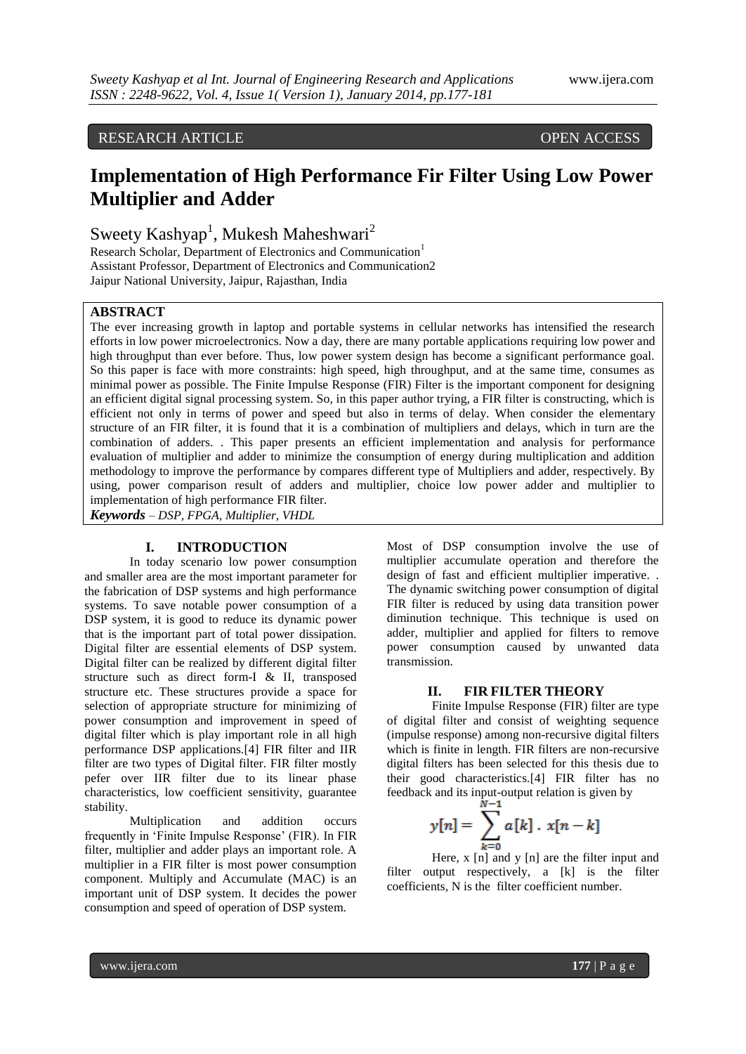RESEARCH ARTICLE OPEN ACCESS

# Implementation of High Performance Fir Filter Using Low Power Multiplier and Adder

Sweety Kashyap[1], Mukesh Maheshwari[2]

Research Scholar, Department of Electronics and Communication[1]
Assistant Professor, Department of Electronics and Communication2
Jaipur National University, Jaipur, Rajasthan, India

## ABSTRACT

The ever increasing growth in laptop and portable systems in cellular networks has intensified the research efforts in low power microelectronics. Now a day, there are many portable applications requiring low power and high throughput than ever before. Thus, low power system design has become a significant performance goal. So this paper is face with more constraints: high speed, high throughput, and at the same time, consumes as minimal power as possible. The Finite Impulse Response (FIR) Filter is the important component for designing an efficient digital signal processing system. So, in this paper author trying, a FIR filter is constructing, which is efficient not only in terms of power and speed but also in terms of delay. When consider the elementary structure of an FIR filter, it is found that it is a combination of multipliers and delays, which in turn are the combination of adders. . This paper presents an efficient implementation and analysis for performance evaluation of multiplier and adder to minimize the consumption of energy during multiplication and addition methodology to improve the performance by compares different type of Multipliers and adder, respectively. By using, power comparison result of adders and multiplier, choice low power adder and multiplier to implementation of high performance FIR filter.

***Keywords*** – *DSP, FPGA, Multiplier, VHDL*

## I. INTRODUCTION

In today scenario low power consumption and smaller area are the most important parameter for the fabrication of DSP systems and high performance systems. To save notable power consumption of a DSP system, it is good to reduce its dynamic power that is the important part of total power dissipation. Digital filter are essential elements of DSP system. Digital filter can be realized by different digital filter structure such as direct form-I & II, transposed structure etc. These structures provide a space for selection of appropriate structure for minimizing of power consumption and improvement in speed of digital filter which is play important role in all high performance DSP applications.[4] FIR filter and IIR filter are two types of Digital filter. FIR filter mostly pefer over IIR filter due to its linear phase characteristics, low coefficient sensitivity, guarantee stability.

Multiplication and addition occurs frequently in 'Finite Impulse Response' (FIR). In FIR filter, multiplier and adder plays an important role. A multiplier in a FIR filter is most power consumption component. Multiply and Accumulate (MAC) is an important unit of DSP system. It decides the power consumption and speed of operation of DSP system. Most of DSP consumption involve the use of multiplier accumulate operation and therefore the design of fast and efficient multiplier imperative. . The dynamic switching power consumption of digital FIR filter is reduced by using data transition power diminution technique. This technique is used on adder, multiplier and applied for filters to remove power consumption caused by unwanted data transmission.

## II. FIR FILTER THEORY

Finite Impulse Response (FIR) filter are type of digital filter and consist of weighting sequence (impulse response) among non-recursive digital filters which is finite in length. FIR filters are non-recursive digital filters has been selected for this thesis due to their good characteristics.[4] FIR filter has no feedback and its input-output relation is given by

$$y[n] = \sum_{k=0}^{N-1} a[k] \, . \, x[n-k]$$

Here, x [n] and y [n] are the filter input and filter output respectively, a [k] is the filter coefficients, N is the filter coefficient number.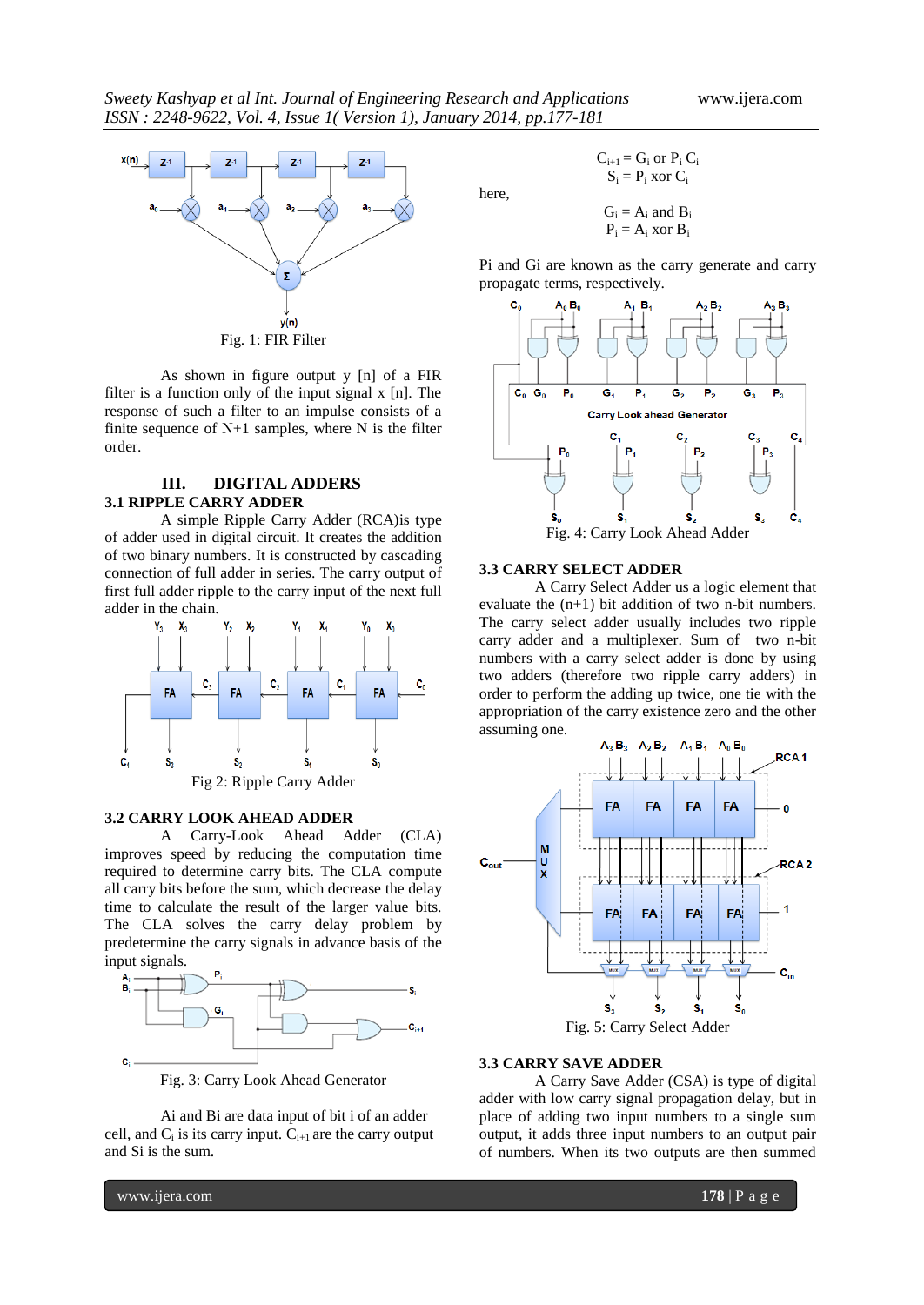Fig. 1: FIR Filter

As shown in figure output y [n] of a FIR filter is a function only of the input signal x [n]. The response of such a filter to an impulse consists of a finite sequence of N+1 samples, where N is the filter order.

## III. DIGITAL ADDERS

### 3.1 RIPPLE CARRY ADDER

A simple Ripple Carry Adder (RCA)is type of adder used in digital circuit. It creates the addition of two binary numbers. It is constructed by cascading connection of full adder in series. The carry output of first full adder ripple to the carry input of the next full adder in the chain.

Fig 2: Ripple Carry Adder

### 3.2 CARRY LOOK AHEAD ADDER

A Carry-Look Ahead Adder (CLA) improves speed by reducing the computation time required to determine carry bits. The CLA compute all carry bits before the sum, which decrease the delay time to calculate the result of the larger value bits. The CLA solves the carry delay problem by predetermine the carry signals in advance basis of the input signals.

Fig. 3: Carry Look Ahead Generator

Ai and Bi are data input of bit i of an adder cell, and $C_i$ is its carry input. $C_{i+1}$ are the carry output and Si is the sum.

$$C_{i+1} = G_i \text{ or } P_i C_i$$
$$S_i = P_i \text{ xor } C_i$$

here,

$$G_i = A_i \text{ and } B_i$$
$$P_i = A_i \text{ xor } B_i$$

Pi and Gi are known as the carry generate and carry propagate terms, respectively.

Fig. 4: Carry Look Ahead Adder

### 3.3 CARRY SELECT ADDER

A Carry Select Adder us a logic element that evaluate the (n+1) bit addition of two n-bit numbers. The carry select adder usually includes two ripple carry adder and a multiplexer. Sum of two n-bit numbers with a carry select adder is done by using two adders (therefore two ripple carry adders) in order to perform the adding up twice, one tie with the appropriation of the carry existence zero and the other assuming one.

Fig. 5: Carry Select Adder

### 3.3 CARRY SAVE ADDER

A Carry Save Adder (CSA) is type of digital adder with low carry signal propagation delay, but in place of adding two input numbers to a single sum output, it adds three input numbers to an output pair of numbers. When its two outputs are then summed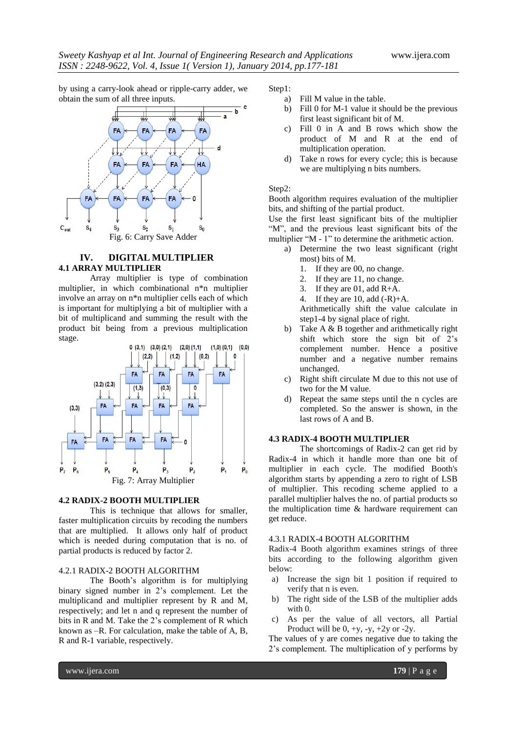by using a carry-look ahead or ripple-carry adder, we obtain the sum of all three inputs.

Fig. 6: Carry Save Adder

## IV. DIGITAL MULTIPLIER

### 4.1 ARRAY MULTIPLIER

Array multiplier is type of combination multiplier, in which combinational n*n multiplier involve an array on n*n multiplier cells each of which is important for multiplying a bit of multiplier with a bit of multiplicand and summing the result with the product bit being from a previous multiplication stage.

Fig. 7: Array Multiplier

### 4.2 RADIX-2 BOOTH MULTIPLIER

This is technique that allows for smaller, faster multiplication circuits by recoding the numbers that are multiplied. It allows only half of product which is needed during computation that is no. of partial products is reduced by factor 2.

#### 4.2.1 RADIX-2 BOOTH ALGORITHM

The Booth's algorithm is for multiplying binary signed number in 2's complement. Let the multiplicand and multiplier represent by R and M, respectively; and let n and q represent the number of bits in R and M. Take the 2's complement of R which known as –R. For calculation, make the table of A, B, R and R-1 variable, respectively.

Step1:

a) Fill M value in the table.
b) Fill 0 for M-1 value it should be the previous first least significant bit of M.
c) Fill 0 in A and B rows which show the product of M and R at the end of multiplication operation.
d) Take n rows for every cycle; this is because we are multiplying n bits numbers.

Step2:

Booth algorithm requires evaluation of the multiplier bits, and shifting of the partial product.
Use the first least significant bits of the multiplier "M", and the previous least significant bits of the multiplier "M - 1" to determine the arithmetic action.

a) Determine the two least significant (right most) bits of M.
   1. If they are 00, no change.
   2. If they are 11, no change.
   3. If they are 01, add R+A.
   4. If they are 10, add (-R)+A.

   Arithmetically shift the value calculate in step1-4 by signal place of right.
b) Take A & B together and arithmetically right shift which store the sign bit of 2's complement number. Hence a positive number and a negative number remains unchanged.
c) Right shift circulate M due to this not use of two for the M value.
d) Repeat the same steps until the n cycles are completed. So the answer is shown, in the last rows of A and B.

### 4.3 RADIX-4 BOOTH MULTIPLIER

The shortcomings of Radix-2 can get rid by Radix-4 in which it handle more than one bit of multiplier in each cycle. The modified Booth's algorithm starts by appending a zero to right of LSB of multiplier. This recoding scheme applied to a parallel multiplier halves the no. of partial products so the multiplication time & hardware requirement can get reduce.

#### 4.3.1 RADIX-4 BOOTH ALGORITHM

Radix-4 Booth algorithm examines strings of three bits according to the following algorithm given below:

a) Increase the sign bit 1 position if required to verify that n is even.
b) The right side of the LSB of the multiplier adds with 0.
c) As per the value of all vectors, all Partial Product will be 0, +y, -y, +2y or -2y.

The values of y are comes negative due to taking the 2's complement. The multiplication of y performs by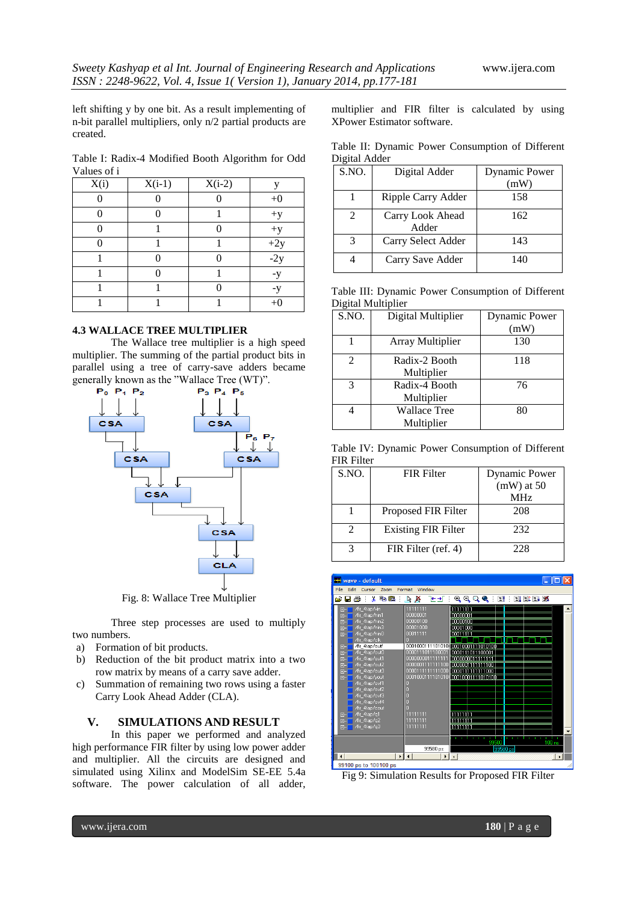left shifting y by one bit. As a result implementing of n-bit parallel multipliers, only n/2 partial products are created.

Table I: Radix-4 Modified Booth Algorithm for Odd Values of i

| X(i) | X(i-1) | X(i-2) | y |
|---|---|---|---|
| 0 | 0 | 0 | +0 |
| 0 | 0 | 1 | +y |
| 0 | 1 | 0 | +y |
| 0 | 1 | 1 | +2y |
| 1 | 0 | 0 | -2y |
| 1 | 0 | 1 | -y |
| 1 | 1 | 0 | -y |
| 1 | 1 | 1 | +0 |

### 4.3 WALLACE TREE MULTIPLIER

The Wallace tree multiplier is a high speed multiplier. The summing of the partial product bits in parallel using a tree of carry-save adders became generally known as the "Wallace Tree (WT)".

Fig. 8: Wallace Tree Multiplier

Three step processes are used to multiply two numbers.

a) Formation of bit products.
b) Reduction of the bit product matrix into a two row matrix by means of a carry save adder.
c) Summation of remaining two rows using a faster Carry Look Ahead Adder (CLA).

## V. SIMULATIONS AND RESULT

In this paper we performed and analyzed high performance FIR filter by using low power adder and multiplier. All the circuits are designed and simulated using Xilinx and ModelSim SE-EE 5.4a software. The power calculation of all adder, multiplier and FIR filter is calculated by using XPower Estimator software.

Table II: Dynamic Power Consumption of Different Digital Adder

| S.NO. | Digital Adder | Dynamic Power (mW) |
|---|---|---|
| 1 | Ripple Carry Adder | 158 |
| 2 | Carry Look Ahead Adder | 162 |
| 3 | Carry Select Adder | 143 |
| 4 | Carry Save Adder | 140 |

Table III: Dynamic Power Consumption of Different Digital Multiplier

| S.NO. | Digital Multiplier | Dynamic Power (mW) |
|---|---|---|
| 1 | Array Multiplier | 130 |
| 2 | Radix-2 Booth Multiplier | 118 |
| 3 | Radix-4 Booth Multiplier | 76 |
| 4 | Wallace Tree Multiplier | 80 |

Table IV: Dynamic Power Consumption of Different FIR Filter

| S.NO. | FIR Filter | Dynamic Power (mW) at 50 MHz |
|---|---|---|
| 1 | Proposed FIR Filter | 208 |
| 2 | Existing FIR Filter | 232 |
| 3 | FIR Filter (ref. 4) | 228 |

Fig 9: Simulation Results for Proposed FIR Filter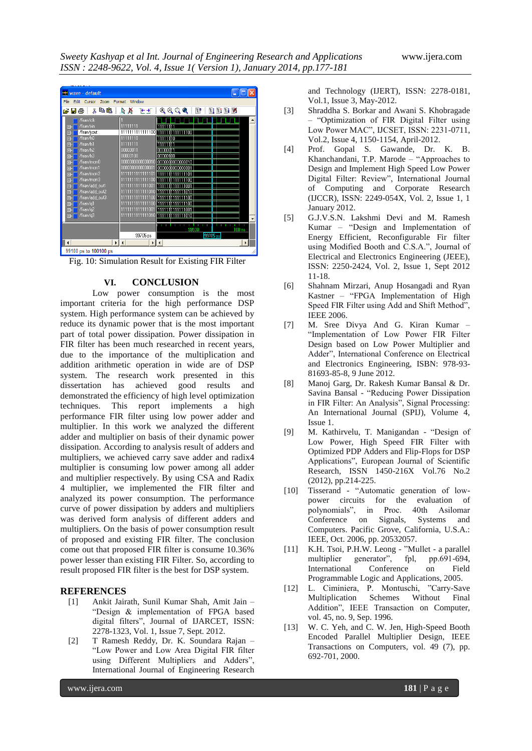Fig. 10: Simulation Result for Existing FIR Filter

## VI. CONCLUSION

Low power consumption is the most important criteria for the high performance DSP system. High performance system can be achieved by reduce its dynamic power that is the most important part of total power dissipation. Power dissipation in FIR filter has been much researched in recent years, due to the importance of the multiplication and addition arithmetic operation in wide are of DSP system. The research work presented in this dissertation has achieved good results and demonstrated the efficiency of high level optimization techniques. This report implements a high performance FIR filter using low power adder and multiplier. In this work we analyzed the different adder and multiplier on basis of their dynamic power dissipation. According to analysis result of adders and multipliers, we achieved carry save adder and radix4 multiplier is consuming low power among all adder and multiplier respectively. By using CSA and Radix 4 multiplier, we implemented the FIR filter and analyzed its power consumption. The performance curve of power dissipation by adders and multipliers was derived form analysis of different adders and multipliers. On the basis of power consumption result of proposed and existing FIR filter. The conclusion come out that proposed FIR filter is consume 10.36% power lesser than existing FIR Filter. So, according to result proposed FIR filter is the best for DSP system.

## REFERENCES

[1] Ankit Jairath, Sunil Kumar Shah, Amit Jain – "Design & implementation of FPGA based digital filters", Journal of IJARCET, ISSN: 2278-1323, Vol. 1, Issue 7, Sept. 2012.

[2] T Ramesh Reddy, Dr. K. Soundara Rajan – "Low Power and Low Area Digital FIR filter using Different Multipliers and Adders", International Journal of Engineering Research and Technology (IJERT), ISSN: 2278-0181, Vol.1, Issue 3, May-2012.

[3] Shraddha S. Borkar and Awani S. Khobragade – "Optimization of FIR Digital Filter using Low Power MAC", IJCSET, ISSN: 2231-0711, Vol.2, Issue 4, 1150-1154, April-2012.

[4] Prof. Gopal S. Gawande, Dr. K. B. Khanchandani, T.P. Marode – "Approaches to Design and Implement High Speed Low Power Digital Filter: Review", International Journal of Computing and Corporate Research (IJCCR), ISSN: 2249-054X, Vol. 2, Issue 1, 1 January 2012.

[5] G.J.V.S.N. Lakshmi Devi and M. Ramesh Kumar – "Design and Implementation of Energy Efficient, Reconfigurable Fir filter using Modified Booth and C.S.A.", Journal of Electrical and Electronics Engineering (JEEE), ISSN: 2250-2424, Vol. 2, Issue 1, Sept 2012 11-18.

[6] Shahnam Mirzari, Anup Hosangadi and Ryan Kastner – "FPGA Implementation of High Speed FIR Filter using Add and Shift Method", IEEE 2006.

[7] M. Sree Divya And G. Kiran Kumar – "Implementation of Low Power FIR Filter Design based on Low Power Multiplier and Adder", International Conference on Electrical and Electronics Engineering, ISBN: 978-93-81693-85-8, 9 June 2012.

[8] Manoj Garg, Dr. Rakesh Kumar Bansal & Dr. Savina Bansal - "Reducing Power Dissipation in FIR Filter: An Analysis", Signal Processing: An International Journal (SPIJ), Volume 4, Issue 1.

[9] M. Kathirvelu, T. Manigandan - "Design of Low Power, High Speed FIR Filter with Optimized PDP Adders and Flip-Flops for DSP Applications", European Journal of Scientific Research, ISSN 1450-216X Vol.76 No.2 (2012), pp.214-225.

[10] Tisserand - "Automatic generation of low-power circuits for the evaluation of polynomials", in Proc. 40th Asilomar Conference on Signals, Systems and Computers. Pacific Grove, California, U.S.A.: IEEE, Oct. 2006, pp. 20532057.

[11] K.H. Tsoi, P.H.W. Leong - "Mullet - a parallel multiplier generator", fpl, pp.691-694, International Conference on Field Programmable Logic and Applications, 2005.

[12] L. Ciminiera, P. Montuschi, "Carry-Save Multiplication Schemes Without Final Addition", IEEE Transaction on Computer, vol. 45, no. 9, Sep. 1996.

[13] W. C. Yeh, and C. W. Jen, High-Speed Booth Encoded Parallel Multiplier Design, IEEE Transactions on Computers, vol. 49 (7), pp. 692-701, 2000.